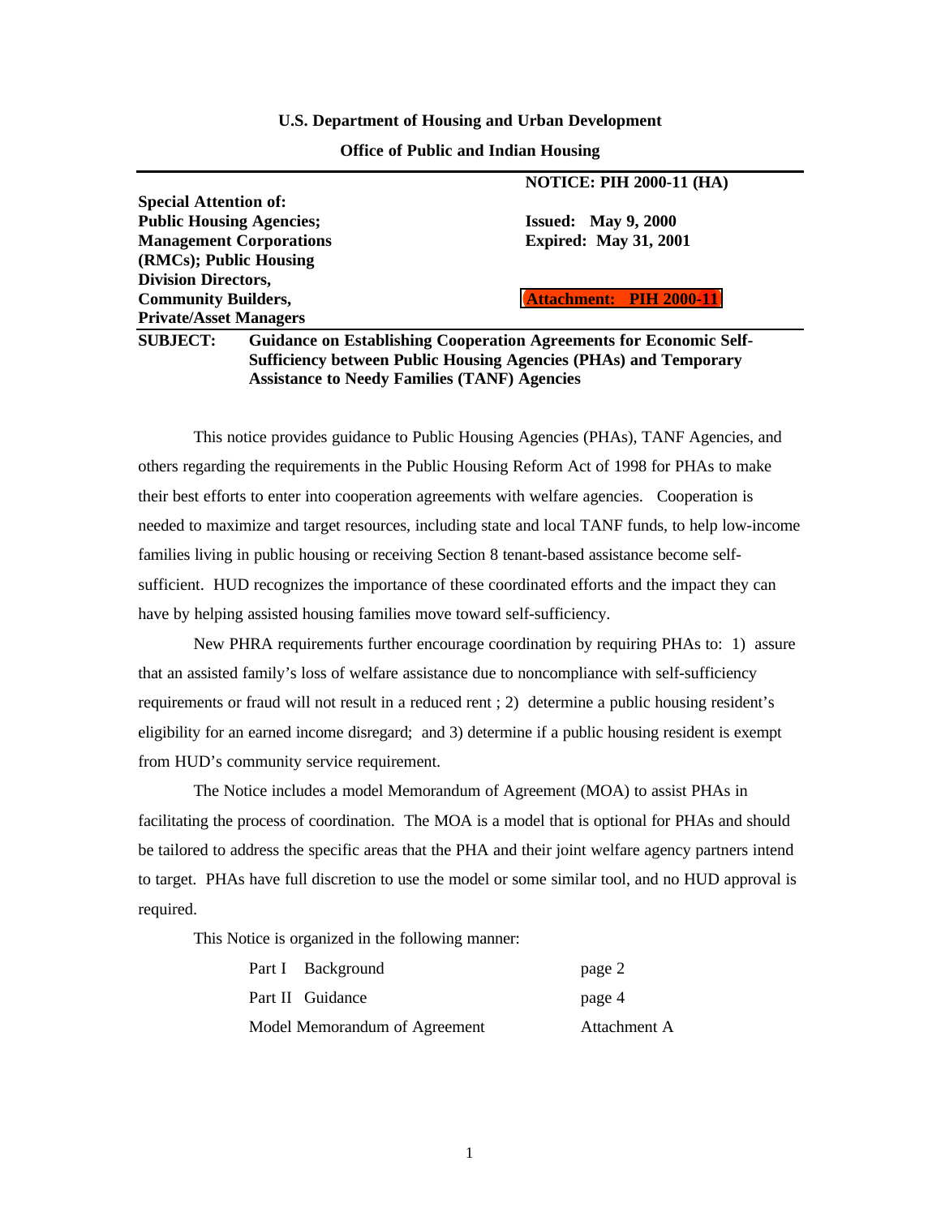**U.S. Department of Housing and Urban Development**

**Office of Public and Indian Housing**

| | |
|---|---|
| | **NOTICE: PIH 2000-11 (HA)** |
| **Special Attention of:** | |
| **Public Housing Agencies;** | **Issued: May 9, 2000** |
| **Management Corporations** | **Expired: May 31, 2001** |
| **(RMCs); Public Housing** | |
| **Division Directors,** | |
| **Community Builders,** | **Attachment: PIH 2000-11** |
| **Private/Asset Managers** | |

**SUBJECT: Guidance on Establishing Cooperation Agreements for Economic Self-Sufficiency between Public Housing Agencies (PHAs) and Temporary Assistance to Needy Families (TANF) Agencies**

This notice provides guidance to Public Housing Agencies (PHAs), TANF Agencies, and others regarding the requirements in the Public Housing Reform Act of 1998 for PHAs to make their best efforts to enter into cooperation agreements with welfare agencies. Cooperation is needed to maximize and target resources, including state and local TANF funds, to help low-income families living in public housing or receiving Section 8 tenant-based assistance become self-sufficient. HUD recognizes the importance of these coordinated efforts and the impact they can have by helping assisted housing families move toward self-sufficiency.

New PHRA requirements further encourage coordination by requiring PHAs to: 1) assure that an assisted family's loss of welfare assistance due to noncompliance with self-sufficiency requirements or fraud will not result in a reduced rent ; 2) determine a public housing resident's eligibility for an earned income disregard; and 3) determine if a public housing resident is exempt from HUD's community service requirement.

The Notice includes a model Memorandum of Agreement (MOA) to assist PHAs in facilitating the process of coordination. The MOA is a model that is optional for PHAs and should be tailored to address the specific areas that the PHA and their joint welfare agency partners intend to target. PHAs have full discretion to use the model or some similar tool, and no HUD approval is required.

This Notice is organized in the following manner:

| | |
|---|---|
| Part I Background | page 2 |
| Part II Guidance | page 4 |
| Model Memorandum of Agreement | Attachment A |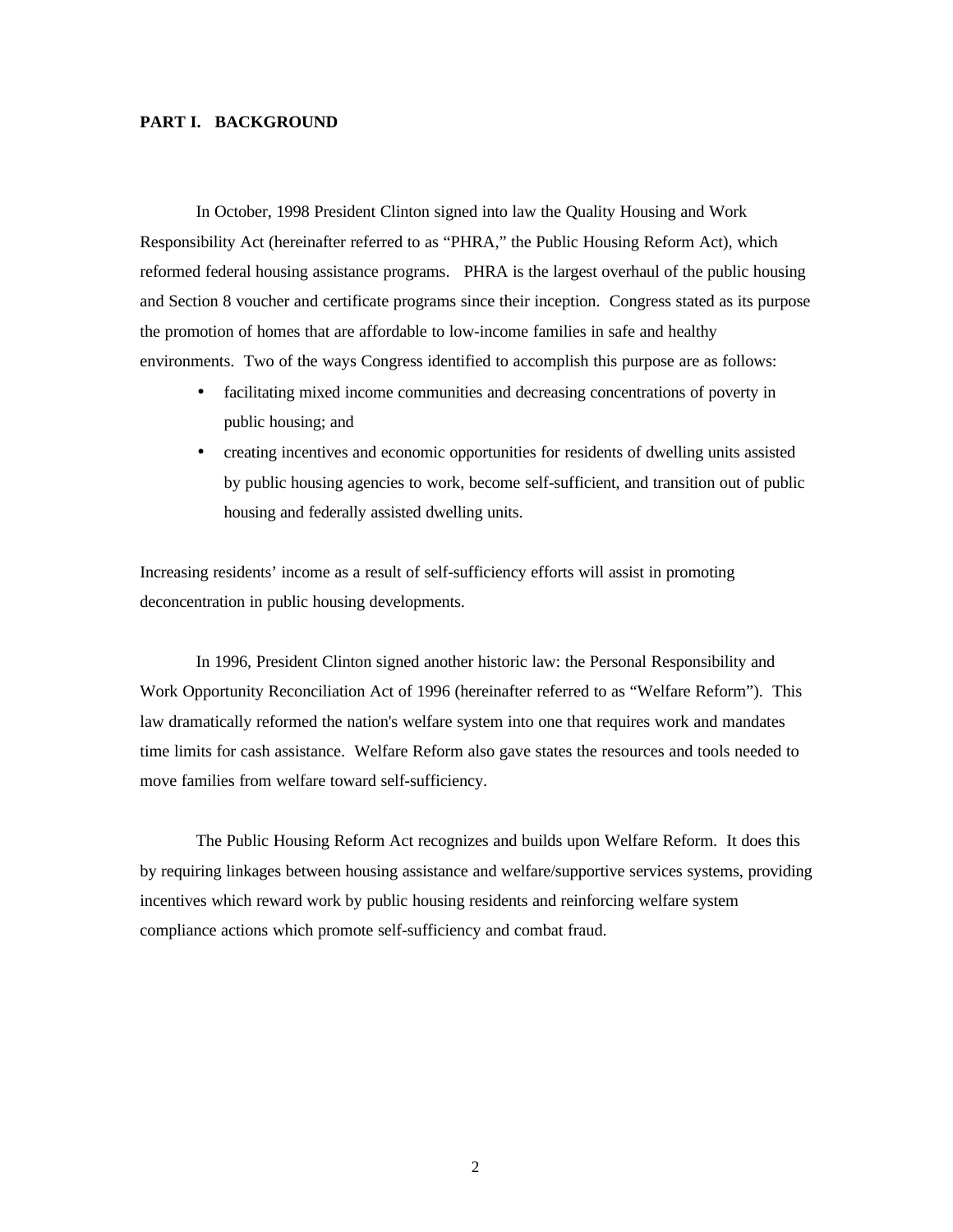## PART I. BACKGROUND

In October, 1998 President Clinton signed into law the Quality Housing and Work Responsibility Act (hereinafter referred to as "PHRA," the Public Housing Reform Act), which reformed federal housing assistance programs. PHRA is the largest overhaul of the public housing and Section 8 voucher and certificate programs since their inception. Congress stated as its purpose the promotion of homes that are affordable to low-income families in safe and healthy environments. Two of the ways Congress identified to accomplish this purpose are as follows:

- facilitating mixed income communities and decreasing concentrations of poverty in public housing; and
- creating incentives and economic opportunities for residents of dwelling units assisted by public housing agencies to work, become self-sufficient, and transition out of public housing and federally assisted dwelling units.

Increasing residents' income as a result of self-sufficiency efforts will assist in promoting deconcentration in public housing developments.

In 1996, President Clinton signed another historic law: the Personal Responsibility and Work Opportunity Reconciliation Act of 1996 (hereinafter referred to as "Welfare Reform"). This law dramatically reformed the nation's welfare system into one that requires work and mandates time limits for cash assistance. Welfare Reform also gave states the resources and tools needed to move families from welfare toward self-sufficiency.

The Public Housing Reform Act recognizes and builds upon Welfare Reform. It does this by requiring linkages between housing assistance and welfare/supportive services systems, providing incentives which reward work by public housing residents and reinforcing welfare system compliance actions which promote self-sufficiency and combat fraud.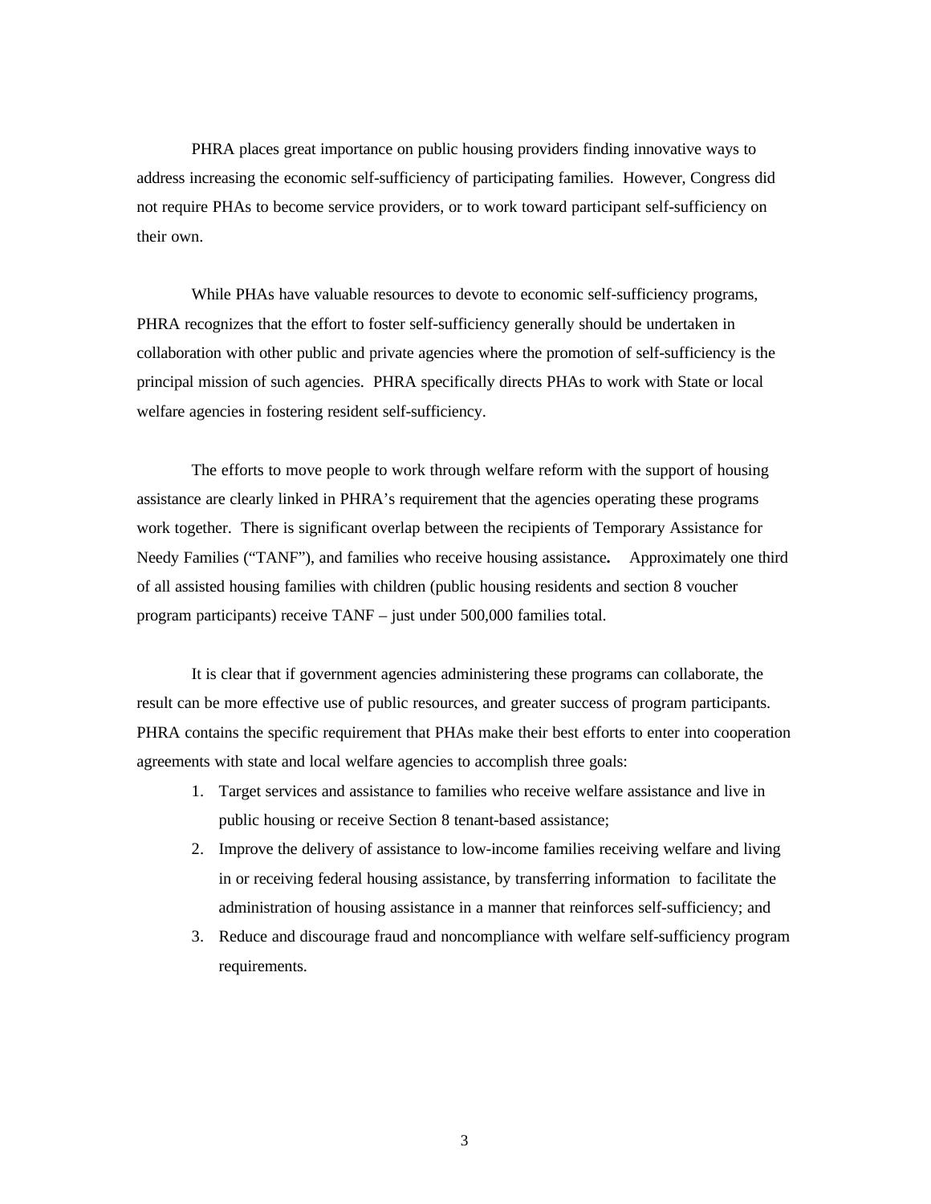PHRA places great importance on public housing providers finding innovative ways to address increasing the economic self-sufficiency of participating families. However, Congress did not require PHAs to become service providers, or to work toward participant self-sufficiency on their own.

While PHAs have valuable resources to devote to economic self-sufficiency programs, PHRA recognizes that the effort to foster self-sufficiency generally should be undertaken in collaboration with other public and private agencies where the promotion of self-sufficiency is the principal mission of such agencies. PHRA specifically directs PHAs to work with State or local welfare agencies in fostering resident self-sufficiency.

The efforts to move people to work through welfare reform with the support of housing assistance are clearly linked in PHRA's requirement that the agencies operating these programs work together. There is significant overlap between the recipients of Temporary Assistance for Needy Families ("TANF"), and families who receive housing assistance**.** Approximately one third of all assisted housing families with children (public housing residents and section 8 voucher program participants) receive TANF – just under 500,000 families total.

It is clear that if government agencies administering these programs can collaborate, the result can be more effective use of public resources, and greater success of program participants. PHRA contains the specific requirement that PHAs make their best efforts to enter into cooperation agreements with state and local welfare agencies to accomplish three goals:

1. Target services and assistance to families who receive welfare assistance and live in public housing or receive Section 8 tenant-based assistance;
2. Improve the delivery of assistance to low-income families receiving welfare and living in or receiving federal housing assistance, by transferring information to facilitate the administration of housing assistance in a manner that reinforces self-sufficiency; and
3. Reduce and discourage fraud and noncompliance with welfare self-sufficiency program requirements.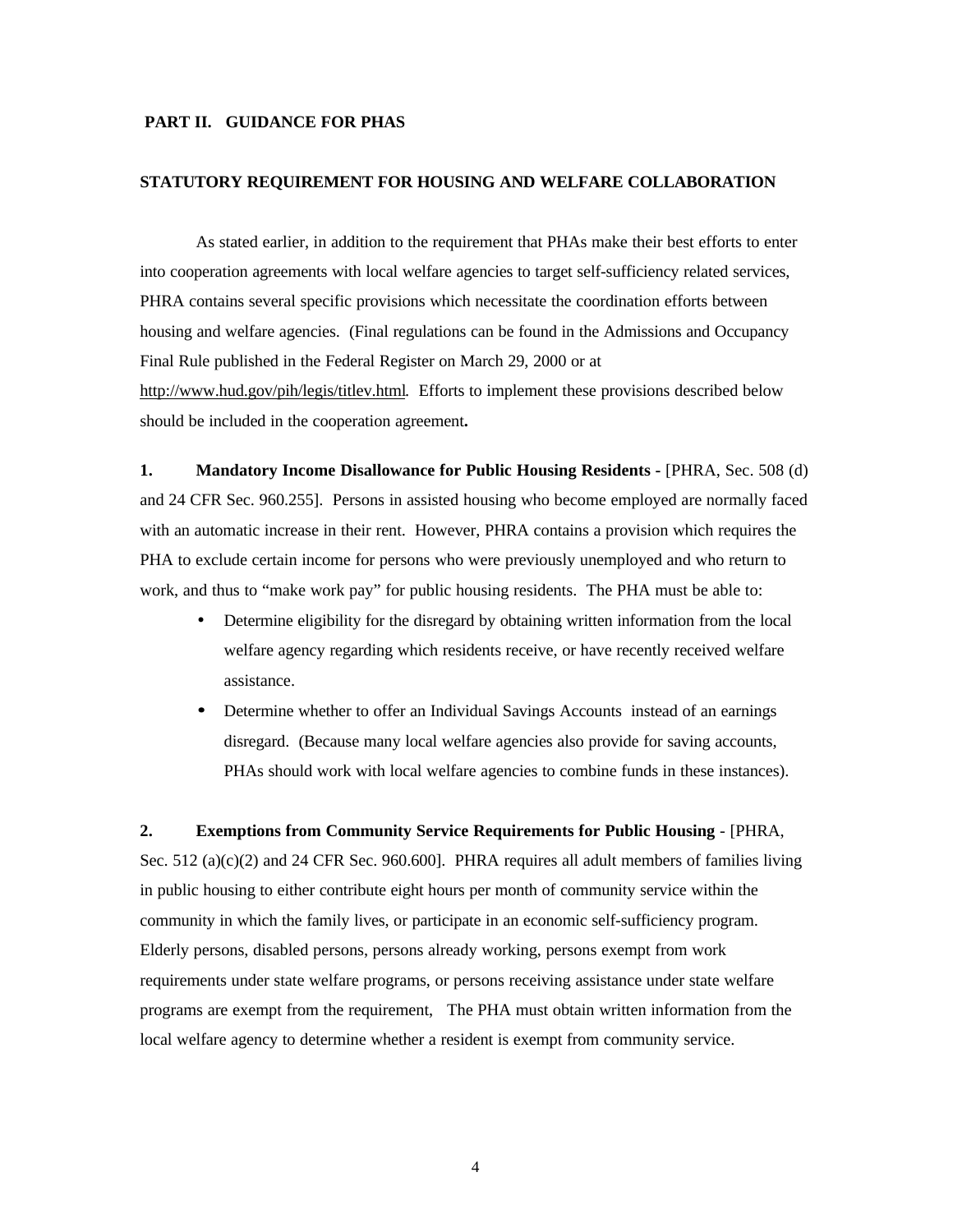## PART II. GUIDANCE FOR PHAS

### STATUTORY REQUIREMENT FOR HOUSING AND WELFARE COLLABORATION

As stated earlier, in addition to the requirement that PHAs make their best efforts to enter into cooperation agreements with local welfare agencies to target self-sufficiency related services, PHRA contains several specific provisions which necessitate the coordination efforts between housing and welfare agencies. (Final regulations can be found in the Admissions and Occupancy Final Rule published in the Federal Register on March 29, 2000 or at http://www.hud.gov/pih/legis/titlev.html. Efforts to implement these provisions described below should be included in the cooperation agreement**.**

**1. Mandatory Income Disallowance for Public Housing Residents** - [PHRA, Sec. 508 (d) and 24 CFR Sec. 960.255]. Persons in assisted housing who become employed are normally faced with an automatic increase in their rent. However, PHRA contains a provision which requires the PHA to exclude certain income for persons who were previously unemployed and who return to work, and thus to "make work pay" for public housing residents. The PHA must be able to:

- Determine eligibility for the disregard by obtaining written information from the local welfare agency regarding which residents receive, or have recently received welfare assistance.
- Determine whether to offer an Individual Savings Accounts instead of an earnings disregard. (Because many local welfare agencies also provide for saving accounts, PHAs should work with local welfare agencies to combine funds in these instances).

**2. Exemptions from Community Service Requirements for Public Housing** - [PHRA, Sec. 512 (a)(c)(2) and 24 CFR Sec. 960.600]. PHRA requires all adult members of families living in public housing to either contribute eight hours per month of community service within the community in which the family lives, or participate in an economic self-sufficiency program. Elderly persons, disabled persons, persons already working, persons exempt from work requirements under state welfare programs, or persons receiving assistance under state welfare programs are exempt from the requirement, The PHA must obtain written information from the local welfare agency to determine whether a resident is exempt from community service.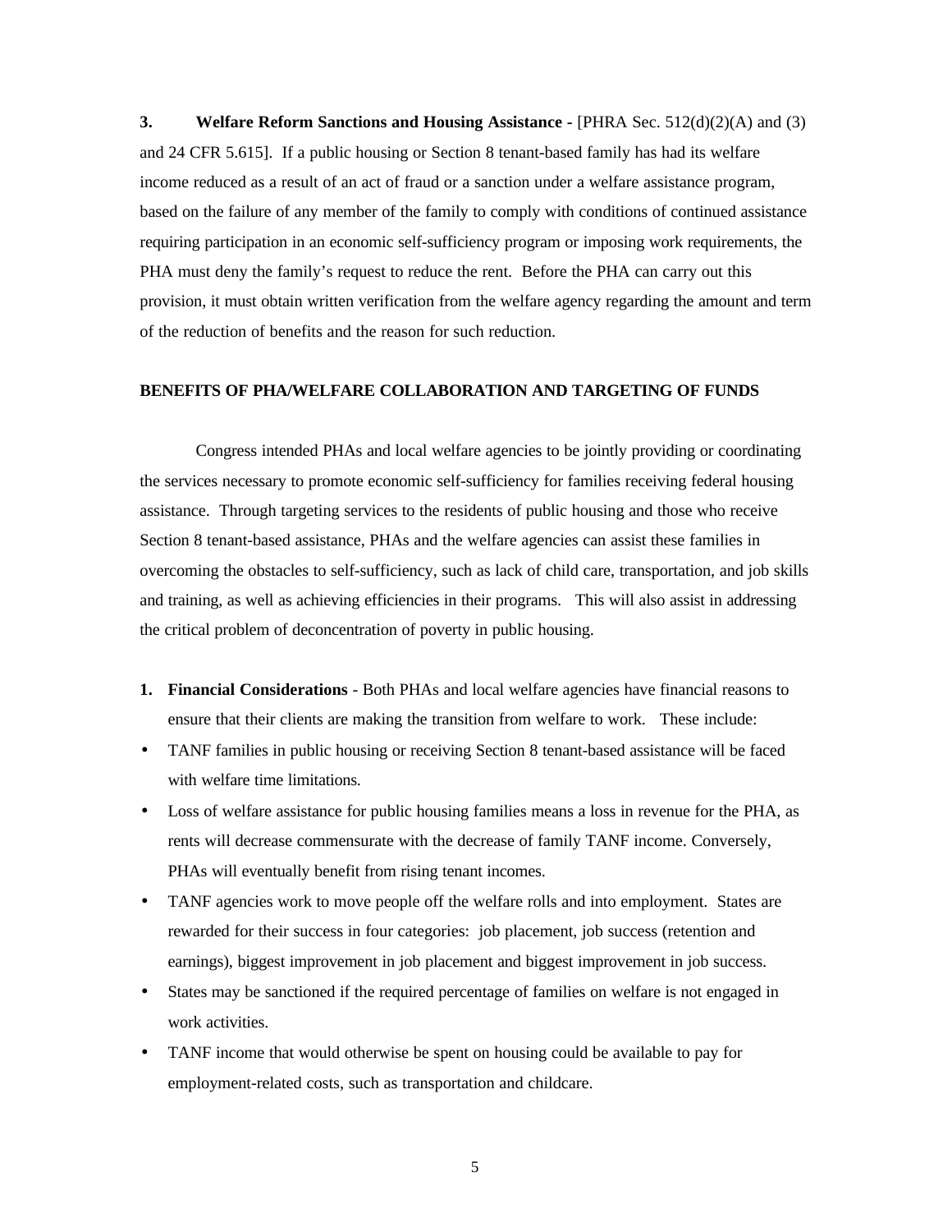**3. Welfare Reform Sanctions and Housing Assistance -** [PHRA Sec. 512(d)(2)(A) and (3) and 24 CFR 5.615]. If a public housing or Section 8 tenant-based family has had its welfare income reduced as a result of an act of fraud or a sanction under a welfare assistance program, based on the failure of any member of the family to comply with conditions of continued assistance requiring participation in an economic self-sufficiency program or imposing work requirements, the PHA must deny the family's request to reduce the rent. Before the PHA can carry out this provision, it must obtain written verification from the welfare agency regarding the amount and term of the reduction of benefits and the reason for such reduction.

**BENEFITS OF PHA/WELFARE COLLABORATION AND TARGETING OF FUNDS**

Congress intended PHAs and local welfare agencies to be jointly providing or coordinating the services necessary to promote economic self-sufficiency for families receiving federal housing assistance. Through targeting services to the residents of public housing and those who receive Section 8 tenant-based assistance, PHAs and the welfare agencies can assist these families in overcoming the obstacles to self-sufficiency, such as lack of child care, transportation, and job skills and training, as well as achieving efficiencies in their programs. This will also assist in addressing the critical problem of deconcentration of poverty in public housing.

1. **Financial Considerations** - Both PHAs and local welfare agencies have financial reasons to ensure that their clients are making the transition from welfare to work. These include:

- TANF families in public housing or receiving Section 8 tenant-based assistance will be faced with welfare time limitations.
- Loss of welfare assistance for public housing families means a loss in revenue for the PHA, as rents will decrease commensurate with the decrease of family TANF income. Conversely, PHAs will eventually benefit from rising tenant incomes.
- TANF agencies work to move people off the welfare rolls and into employment. States are rewarded for their success in four categories: job placement, job success (retention and earnings), biggest improvement in job placement and biggest improvement in job success.
- States may be sanctioned if the required percentage of families on welfare is not engaged in work activities.
- TANF income that would otherwise be spent on housing could be available to pay for employment-related costs, such as transportation and childcare.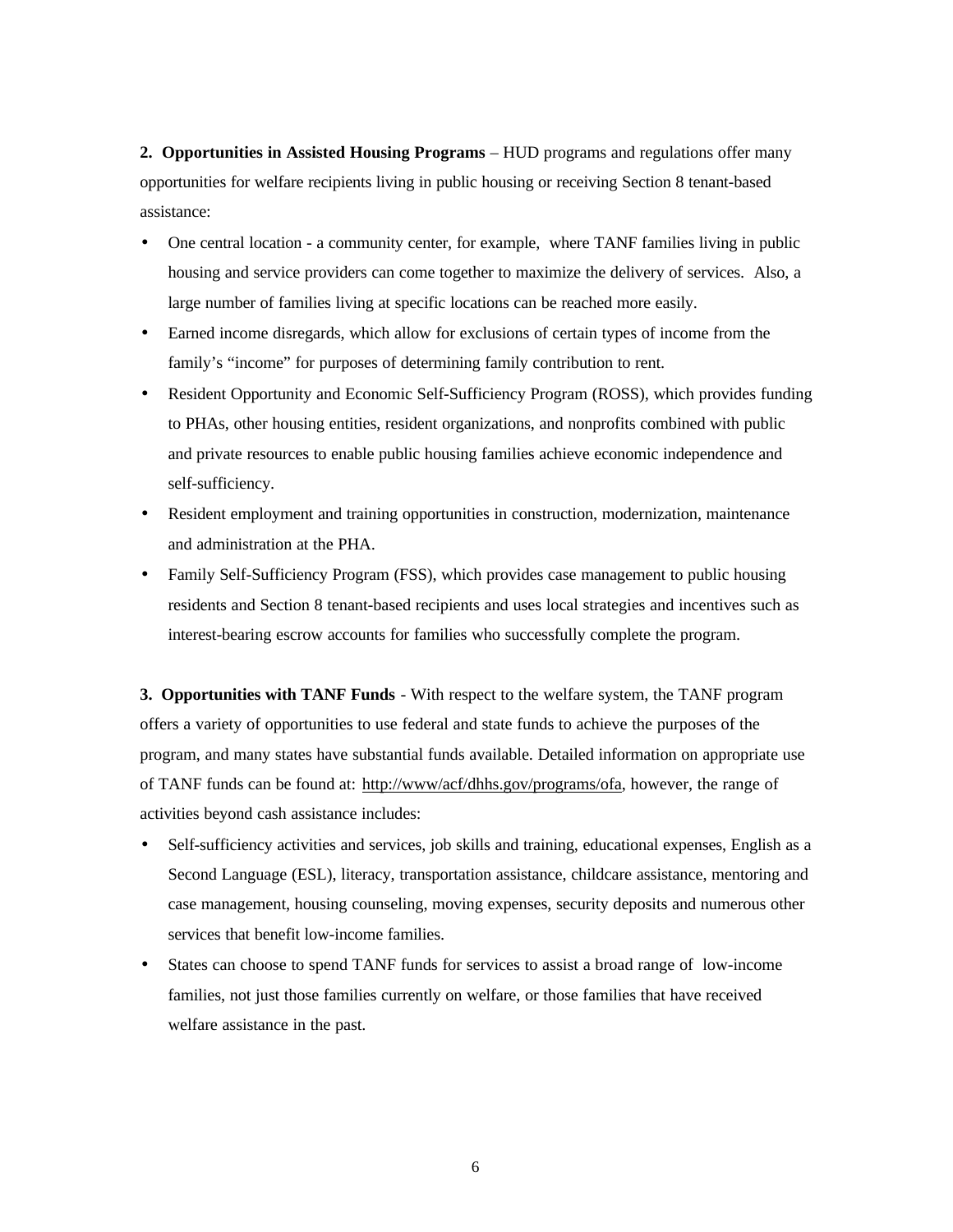**2. Opportunities in Assisted Housing Programs** – HUD programs and regulations offer many opportunities for welfare recipients living in public housing or receiving Section 8 tenant-based assistance:

- One central location - a community center, for example, where TANF families living in public housing and service providers can come together to maximize the delivery of services. Also, a large number of families living at specific locations can be reached more easily.
- Earned income disregards, which allow for exclusions of certain types of income from the family's "income" for purposes of determining family contribution to rent.
- Resident Opportunity and Economic Self-Sufficiency Program (ROSS), which provides funding to PHAs, other housing entities, resident organizations, and nonprofits combined with public and private resources to enable public housing families achieve economic independence and self-sufficiency.
- Resident employment and training opportunities in construction, modernization, maintenance and administration at the PHA.
- Family Self-Sufficiency Program (FSS), which provides case management to public housing residents and Section 8 tenant-based recipients and uses local strategies and incentives such as interest-bearing escrow accounts for families who successfully complete the program.

**3. Opportunities with TANF Funds** - With respect to the welfare system, the TANF program offers a variety of opportunities to use federal and state funds to achieve the purposes of the program, and many states have substantial funds available. Detailed information on appropriate use of TANF funds can be found at: http://www/acf/dhhs.gov/programs/ofa, however, the range of activities beyond cash assistance includes:

- Self-sufficiency activities and services, job skills and training, educational expenses, English as a Second Language (ESL), literacy, transportation assistance, childcare assistance, mentoring and case management, housing counseling, moving expenses, security deposits and numerous other services that benefit low-income families.
- States can choose to spend TANF funds for services to assist a broad range of low-income families, not just those families currently on welfare, or those families that have received welfare assistance in the past.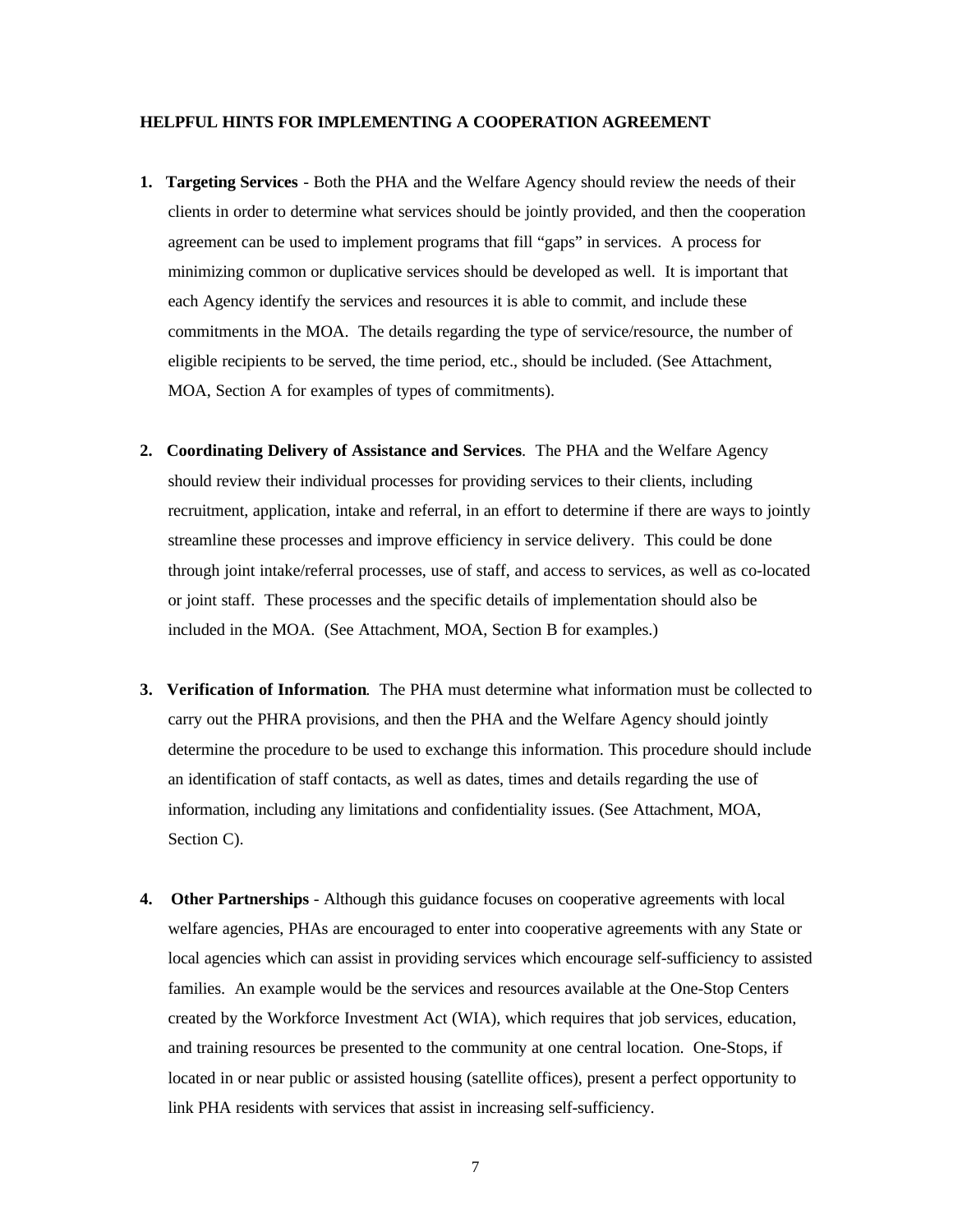**HELPFUL HINTS FOR IMPLEMENTING A COOPERATION AGREEMENT**

1. **Targeting Services** - Both the PHA and the Welfare Agency should review the needs of their clients in order to determine what services should be jointly provided, and then the cooperation agreement can be used to implement programs that fill "gaps" in services. A process for minimizing common or duplicative services should be developed as well. It is important that each Agency identify the services and resources it is able to commit, and include these commitments in the MOA. The details regarding the type of service/resource, the number of eligible recipients to be served, the time period, etc., should be included. (See Attachment, MOA, Section A for examples of types of commitments).

2. **Coordinating Delivery of Assistance and Services**. The PHA and the Welfare Agency should review their individual processes for providing services to their clients, including recruitment, application, intake and referral, in an effort to determine if there are ways to jointly streamline these processes and improve efficiency in service delivery. This could be done through joint intake/referral processes, use of staff, and access to services, as well as co-located or joint staff. These processes and the specific details of implementation should also be included in the MOA. (See Attachment, MOA, Section B for examples.)

3. **Verification of Information**. The PHA must determine what information must be collected to carry out the PHRA provisions, and then the PHA and the Welfare Agency should jointly determine the procedure to be used to exchange this information. This procedure should include an identification of staff contacts, as well as dates, times and details regarding the use of information, including any limitations and confidentiality issues. (See Attachment, MOA, Section C).

4. **Other Partnerships** - Although this guidance focuses on cooperative agreements with local welfare agencies, PHAs are encouraged to enter into cooperative agreements with any State or local agencies which can assist in providing services which encourage self-sufficiency to assisted families. An example would be the services and resources available at the One-Stop Centers created by the Workforce Investment Act (WIA), which requires that job services, education, and training resources be presented to the community at one central location. One-Stops, if located in or near public or assisted housing (satellite offices), present a perfect opportunity to link PHA residents with services that assist in increasing self-sufficiency.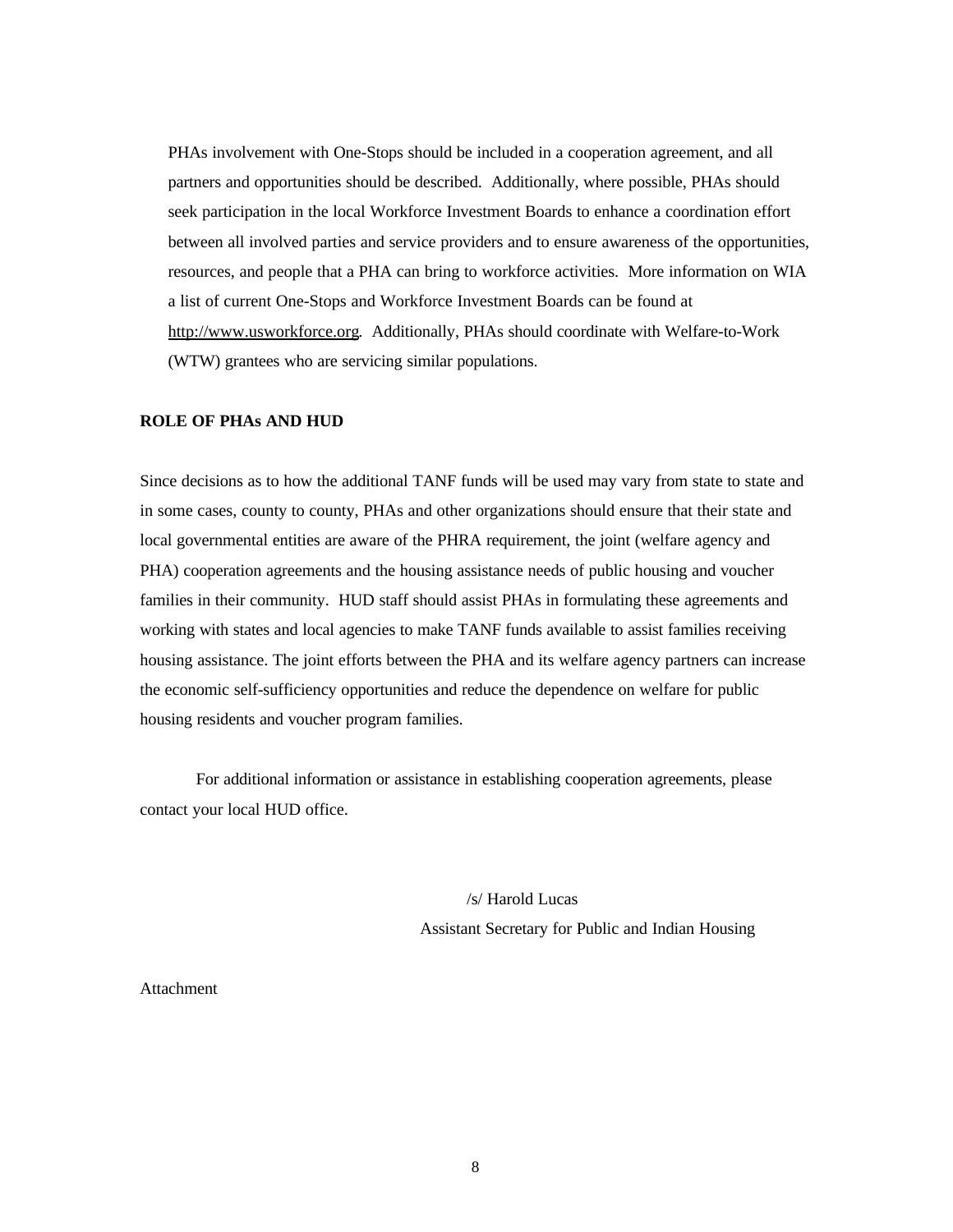PHAs involvement with One-Stops should be included in a cooperation agreement, and all partners and opportunities should be described. Additionally, where possible, PHAs should seek participation in the local Workforce Investment Boards to enhance a coordination effort between all involved parties and service providers and to ensure awareness of the opportunities, resources, and people that a PHA can bring to workforce activities. More information on WIA a list of current One-Stops and Workforce Investment Boards can be found at http://www.usworkforce.org. Additionally, PHAs should coordinate with Welfare-to-Work (WTW) grantees who are servicing similar populations.

**ROLE OF PHAs AND HUD**

Since decisions as to how the additional TANF funds will be used may vary from state to state and in some cases, county to county, PHAs and other organizations should ensure that their state and local governmental entities are aware of the PHRA requirement, the joint (welfare agency and PHA) cooperation agreements and the housing assistance needs of public housing and voucher families in their community. HUD staff should assist PHAs in formulating these agreements and working with states and local agencies to make TANF funds available to assist families receiving housing assistance. The joint efforts between the PHA and its welfare agency partners can increase the economic self-sufficiency opportunities and reduce the dependence on welfare for public housing residents and voucher program families.

For additional information or assistance in establishing cooperation agreements, please contact your local HUD office.

/s/ Harold Lucas
Assistant Secretary for Public and Indian Housing

Attachment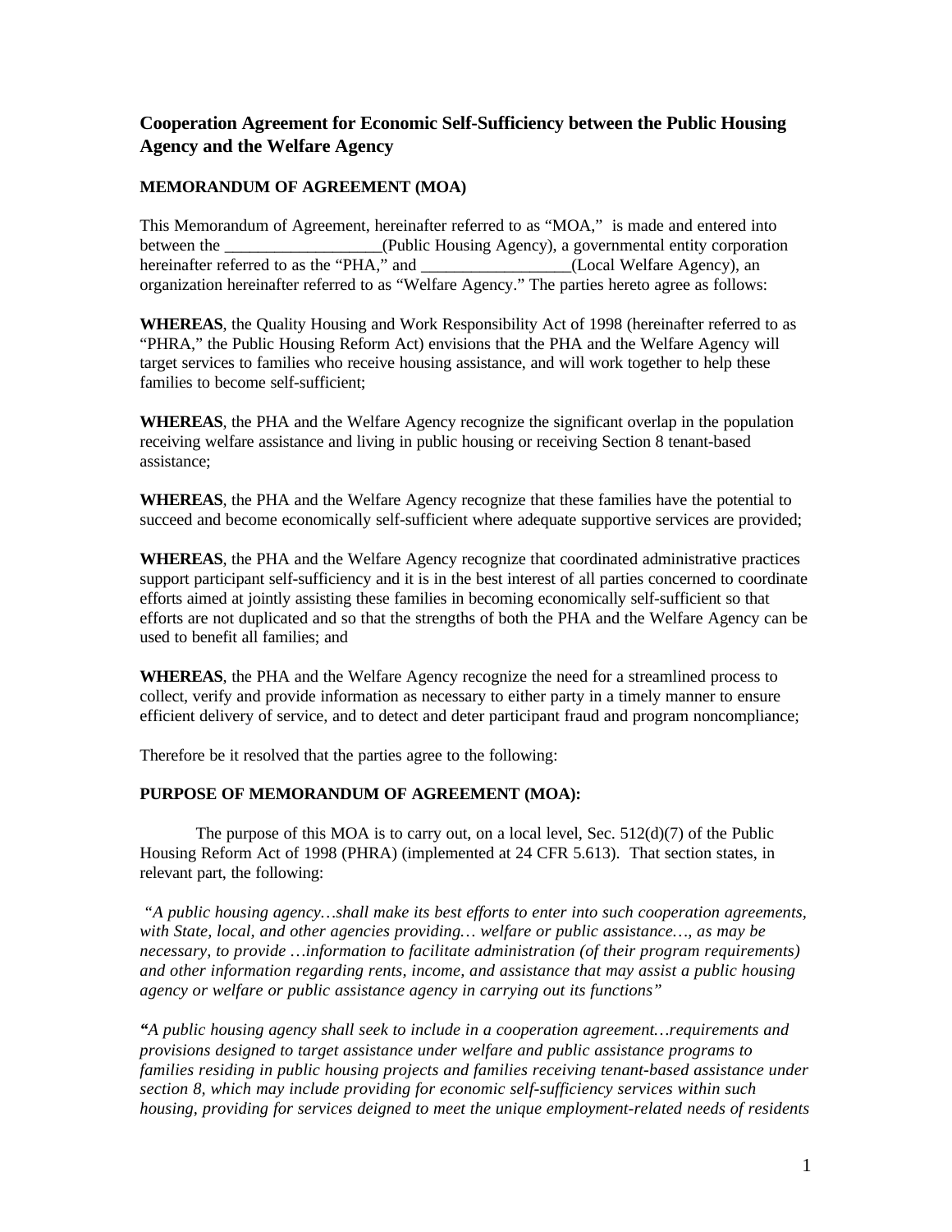## Cooperation Agreement for Economic Self-Sufficiency between the Public Housing Agency and the Welfare Agency

**MEMORANDUM OF AGREEMENT (MOA)**

This Memorandum of Agreement, hereinafter referred to as "MOA," is made and entered into between the ___________________(Public Housing Agency), a governmental entity corporation hereinafter referred to as the "PHA," and __________________(Local Welfare Agency), an organization hereinafter referred to as "Welfare Agency." The parties hereto agree as follows:

**WHEREAS**, the Quality Housing and Work Responsibility Act of 1998 (hereinafter referred to as "PHRA," the Public Housing Reform Act) envisions that the PHA and the Welfare Agency will target services to families who receive housing assistance, and will work together to help these families to become self-sufficient;

**WHEREAS**, the PHA and the Welfare Agency recognize the significant overlap in the population receiving welfare assistance and living in public housing or receiving Section 8 tenant-based assistance;

**WHEREAS**, the PHA and the Welfare Agency recognize that these families have the potential to succeed and become economically self-sufficient where adequate supportive services are provided;

**WHEREAS**, the PHA and the Welfare Agency recognize that coordinated administrative practices support participant self-sufficiency and it is in the best interest of all parties concerned to coordinate efforts aimed at jointly assisting these families in becoming economically self-sufficient so that efforts are not duplicated and so that the strengths of both the PHA and the Welfare Agency can be used to benefit all families; and

**WHEREAS**, the PHA and the Welfare Agency recognize the need for a streamlined process to collect, verify and provide information as necessary to either party in a timely manner to ensure efficient delivery of service, and to detect and deter participant fraud and program noncompliance;

Therefore be it resolved that the parties agree to the following:

**PURPOSE OF MEMORANDUM OF AGREEMENT (MOA):**

The purpose of this MOA is to carry out, on a local level, Sec. 512(d)(7) of the Public Housing Reform Act of 1998 (PHRA) (implemented at 24 CFR 5.613). That section states, in relevant part, the following:

*"A public housing agency…shall make its best efforts to enter into such cooperation agreements, with State, local, and other agencies providing… welfare or public assistance…, as may be necessary, to provide …information to facilitate administration (of their program requirements) and other information regarding rents, income, and assistance that may assist a public housing agency or welfare or public assistance agency in carrying out its functions"*

*"A public housing agency shall seek to include in a cooperation agreement…requirements and provisions designed to target assistance under welfare and public assistance programs to families residing in public housing projects and families receiving tenant-based assistance under section 8, which may include providing for economic self-sufficiency services within such housing, providing for services deigned to meet the unique employment-related needs of residents*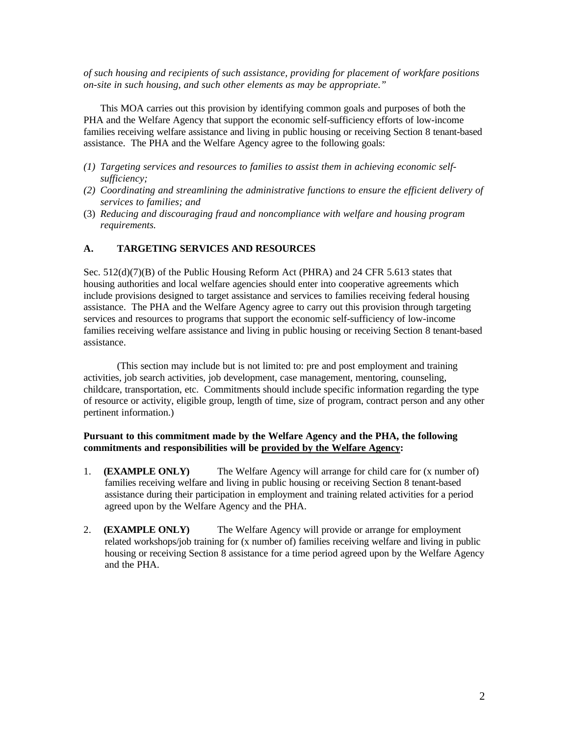*of such housing and recipients of such assistance, providing for placement of workfare positions on-site in such housing, and such other elements as may be appropriate."*

This MOA carries out this provision by identifying common goals and purposes of both the PHA and the Welfare Agency that support the economic self-sufficiency efforts of low-income families receiving welfare assistance and living in public housing or receiving Section 8 tenant-based assistance. The PHA and the Welfare Agency agree to the following goals:

(1) *Targeting services and resources to families to assist them in achieving economic self-sufficiency;*
(2) *Coordinating and streamlining the administrative functions to ensure the efficient delivery of services to families; and*
(3) *Reducing and discouraging fraud and noncompliance with welfare and housing program requirements.*

## A. TARGETING SERVICES AND RESOURCES

Sec. 512(d)(7)(B) of the Public Housing Reform Act (PHRA) and 24 CFR 5.613 states that housing authorities and local welfare agencies should enter into cooperative agreements which include provisions designed to target assistance and services to families receiving federal housing assistance. The PHA and the Welfare Agency agree to carry out this provision through targeting services and resources to programs that support the economic self-sufficiency of low-income families receiving welfare assistance and living in public housing or receiving Section 8 tenant-based assistance.

(This section may include but is not limited to: pre and post employment and training activities, job search activities, job development, case management, mentoring, counseling, childcare, transportation, etc. Commitments should include specific information regarding the type of resource or activity, eligible group, length of time, size of program, contract person and any other pertinent information.)

**Pursuant to this commitment made by the Welfare Agency and the PHA, the following commitments and responsibilities will be <u>provided by the Welfare Agency</u>:**

1. **(EXAMPLE ONLY)** The Welfare Agency will arrange for child care for (x number of) families receiving welfare and living in public housing or receiving Section 8 tenant-based assistance during their participation in employment and training related activities for a period agreed upon by the Welfare Agency and the PHA.

2. **(EXAMPLE ONLY)** The Welfare Agency will provide or arrange for employment related workshops/job training for (x number of) families receiving welfare and living in public housing or receiving Section 8 assistance for a time period agreed upon by the Welfare Agency and the PHA.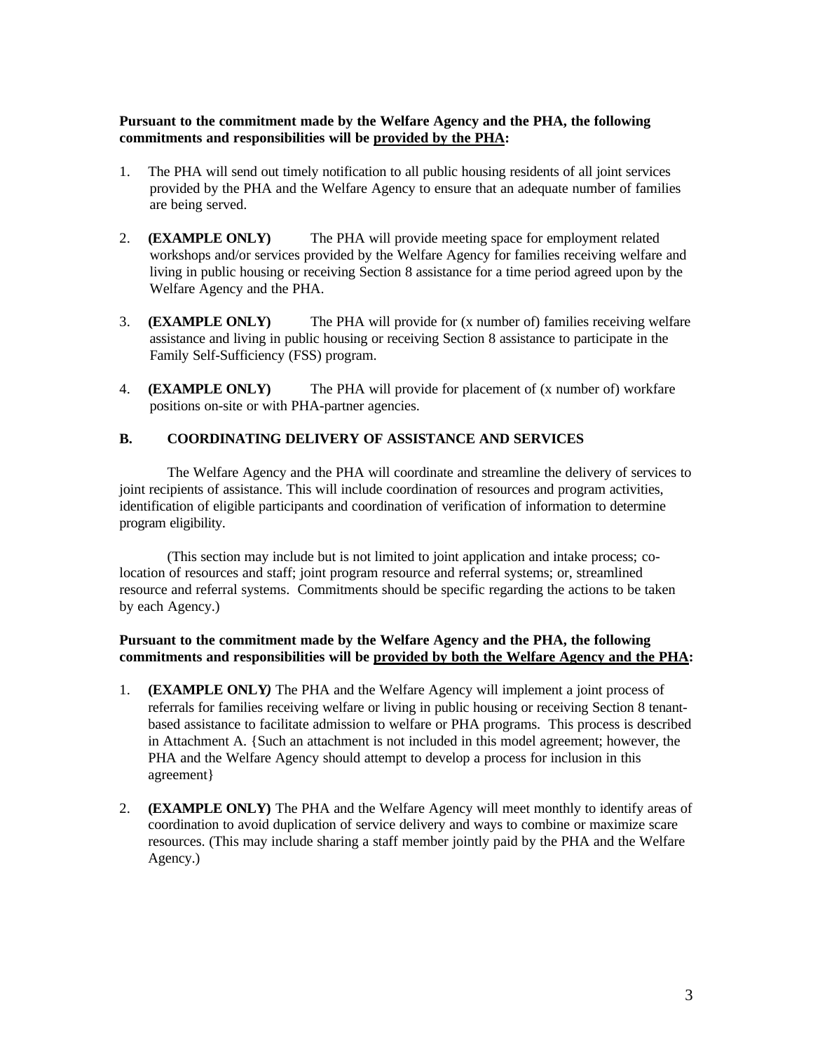**Pursuant to the commitment made by the Welfare Agency and the PHA, the following commitments and responsibilities will be <u>provided by the PHA</u>:**

1. The PHA will send out timely notification to all public housing residents of all joint services provided by the PHA and the Welfare Agency to ensure that an adequate number of families are being served.

2. **(EXAMPLE ONLY)** The PHA will provide meeting space for employment related workshops and/or services provided by the Welfare Agency for families receiving welfare and living in public housing or receiving Section 8 assistance for a time period agreed upon by the Welfare Agency and the PHA.

3. **(EXAMPLE ONLY)** The PHA will provide for (x number of) families receiving welfare assistance and living in public housing or receiving Section 8 assistance to participate in the Family Self-Sufficiency (FSS) program.

4. **(EXAMPLE ONLY)** The PHA will provide for placement of (x number of) workfare positions on-site or with PHA-partner agencies.

## B. COORDINATING DELIVERY OF ASSISTANCE AND SERVICES

The Welfare Agency and the PHA will coordinate and streamline the delivery of services to joint recipients of assistance. This will include coordination of resources and program activities, identification of eligible participants and coordination of verification of information to determine program eligibility.

(This section may include but is not limited to joint application and intake process; co-location of resources and staff; joint program resource and referral systems; or, streamlined resource and referral systems. Commitments should be specific regarding the actions to be taken by each Agency.)

**Pursuant to the commitment made by the Welfare Agency and the PHA, the following commitments and responsibilities will be <u>provided by both the Welfare Agency and the PHA</u>:**

1. **(EXAMPLE ONLY)** The PHA and the Welfare Agency will implement a joint process of referrals for families receiving welfare or living in public housing or receiving Section 8 tenant-based assistance to facilitate admission to welfare or PHA programs. This process is described in Attachment A. {Such an attachment is not included in this model agreement; however, the PHA and the Welfare Agency should attempt to develop a process for inclusion in this agreement}

2. **(EXAMPLE ONLY)** The PHA and the Welfare Agency will meet monthly to identify areas of coordination to avoid duplication of service delivery and ways to combine or maximize scare resources. (This may include sharing a staff member jointly paid by the PHA and the Welfare Agency.)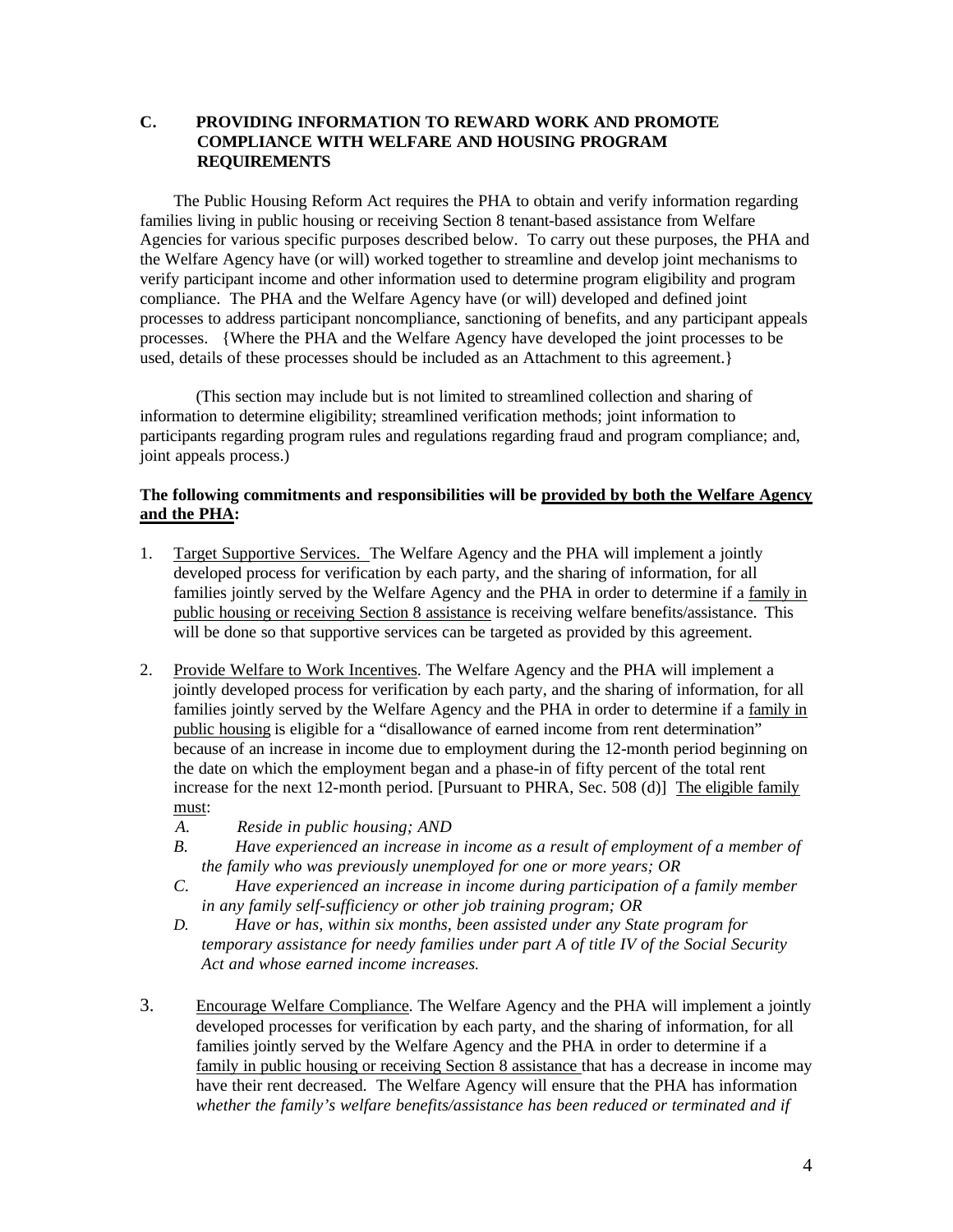## C. PROVIDING INFORMATION TO REWARD WORK AND PROMOTE COMPLIANCE WITH WELFARE AND HOUSING PROGRAM REQUIREMENTS

The Public Housing Reform Act requires the PHA to obtain and verify information regarding families living in public housing or receiving Section 8 tenant-based assistance from Welfare Agencies for various specific purposes described below. To carry out these purposes, the PHA and the Welfare Agency have (or will) worked together to streamline and develop joint mechanisms to verify participant income and other information used to determine program eligibility and program compliance. The PHA and the Welfare Agency have (or will) developed and defined joint processes to address participant noncompliance, sanctioning of benefits, and any participant appeals processes. {Where the PHA and the Welfare Agency have developed the joint processes to be used, details of these processes should be included as an Attachment to this agreement.}

(This section may include but is not limited to streamlined collection and sharing of information to determine eligibility; streamlined verification methods; joint information to participants regarding program rules and regulations regarding fraud and program compliance; and, joint appeals process.)

**The following commitments and responsibilities will be provided by both the Welfare Agency and the PHA:**

1. Target Supportive Services. The Welfare Agency and the PHA will implement a jointly developed process for verification by each party, and the sharing of information, for all families jointly served by the Welfare Agency and the PHA in order to determine if a family in public housing or receiving Section 8 assistance is receiving welfare benefits/assistance. This will be done so that supportive services can be targeted as provided by this agreement.

2. Provide Welfare to Work Incentives. The Welfare Agency and the PHA will implement a jointly developed process for verification by each party, and the sharing of information, for all families jointly served by the Welfare Agency and the PHA in order to determine if a family in public housing is eligible for a "disallowance of earned income from rent determination" because of an increase in income due to employment during the 12-month period beginning on the date on which the employment began and a phase-in of fifty percent of the total rent increase for the next 12-month period. [Pursuant to PHRA, Sec. 508 (d)] The eligible family must:
   *A. Reside in public housing; AND*
   *B. Have experienced an increase in income as a result of employment of a member of the family who was previously unemployed for one or more years; OR*
   *C. Have experienced an increase in income during participation of a family member in any family self-sufficiency or other job training program; OR*
   *D. Have or has, within six months, been assisted under any State program for temporary assistance for needy families under part A of title IV of the Social Security Act and whose earned income increases.*

3. Encourage Welfare Compliance. The Welfare Agency and the PHA will implement a jointly developed processes for verification by each party, and the sharing of information, for all families jointly served by the Welfare Agency and the PHA in order to determine if a family in public housing or receiving Section 8 assistance that has a decrease in income may have their rent decreased. The Welfare Agency will ensure that the PHA has information *whether the family's welfare benefits/assistance has been reduced or terminated and if*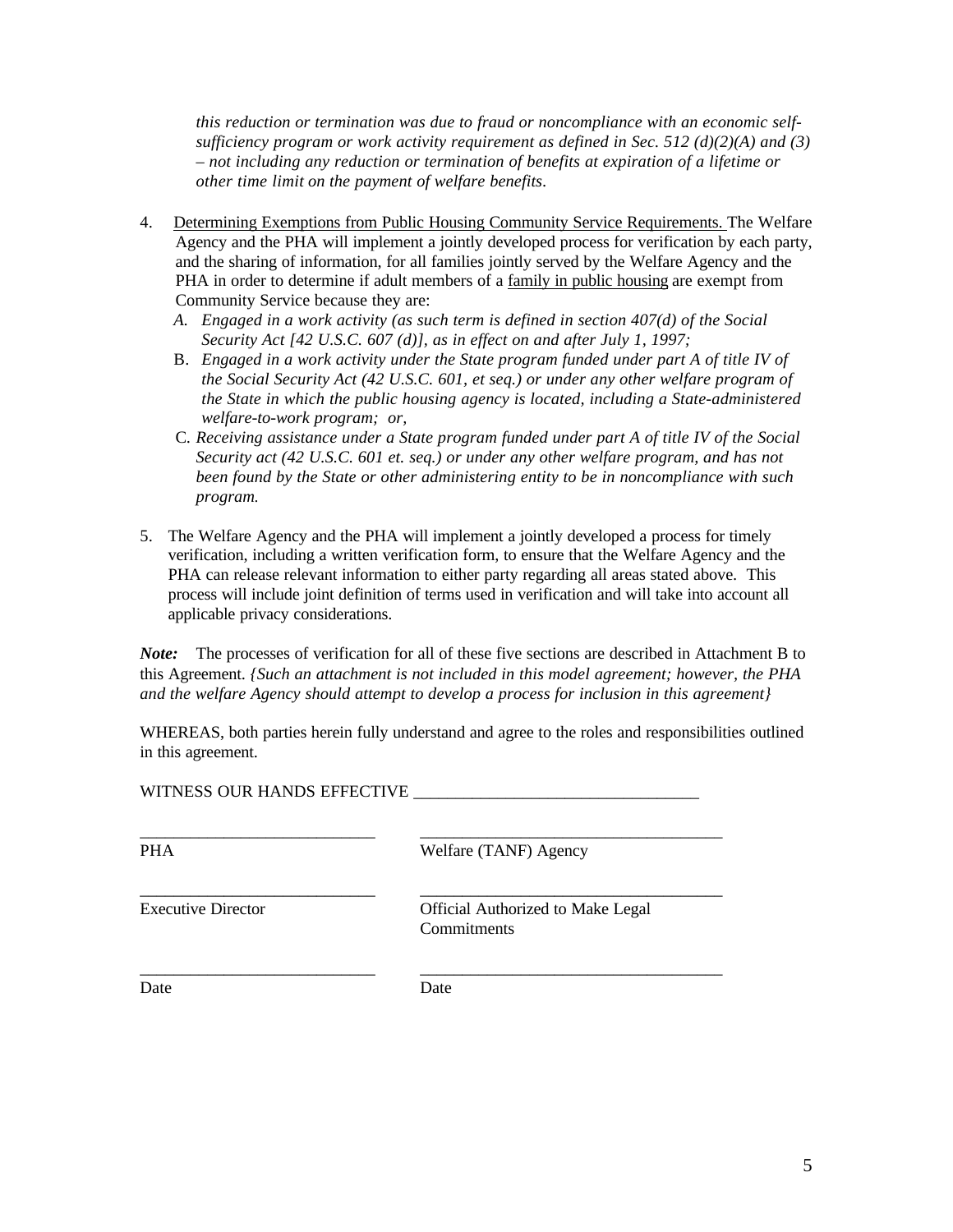*this reduction or termination was due to fraud or noncompliance with an economic self-sufficiency program or work activity requirement as defined in Sec. 512 (d)(2)(A) and (3) – not including any reduction or termination of benefits at expiration of a lifetime or other time limit on the payment of welfare benefits*.

4. <u>Determining Exemptions from Public Housing Community Service Requirements.</u> The Welfare Agency and the PHA will implement a jointly developed process for verification by each party, and the sharing of information, for all families jointly served by the Welfare Agency and the PHA in order to determine if adult members of a <u>family in public housing</u> are exempt from Community Service because they are:
   - *A. Engaged in a work activity (as such term is defined in section 407(d) of the Social Security Act [42 U.S.C. 607 (d)], as in effect on and after July 1, 1997;*
   - B. *Engaged in a work activity under the State program funded under part A of title IV of the Social Security Act (42 U.S.C. 601, et seq.) or under any other welfare program of the State in which the public housing agency is located, including a State-administered welfare-to-work program; or,*
   - C. *Receiving assistance under a State program funded under part A of title IV of the Social Security act (42 U.S.C. 601 et. seq.) or under any other welfare program, and has not been found by the State or other administering entity to be in noncompliance with such program.*

5. The Welfare Agency and the PHA will implement a jointly developed a process for timely verification, including a written verification form, to ensure that the Welfare Agency and the PHA can release relevant information to either party regarding all areas stated above. This process will include joint definition of terms used in verification and will take into account all applicable privacy considerations.

***Note:*** The processes of verification for all of these five sections are described in Attachment B to this Agreement. *{Such an attachment is not included in this model agreement; however, the PHA and the welfare Agency should attempt to develop a process for inclusion in this agreement}*

WHEREAS, both parties herein fully understand and agree to the roles and responsibilities outlined in this agreement.

WITNESS OUR HANDS EFFECTIVE ________________________________

| | |
|---|---|
| ___________________________ | ___________________________________ |
| PHA | Welfare (TANF) Agency |
| ___________________________ | ___________________________________ |
| Executive Director | Official Authorized to Make Legal Commitments |
| ___________________________ | ___________________________________ |
| Date | Date |